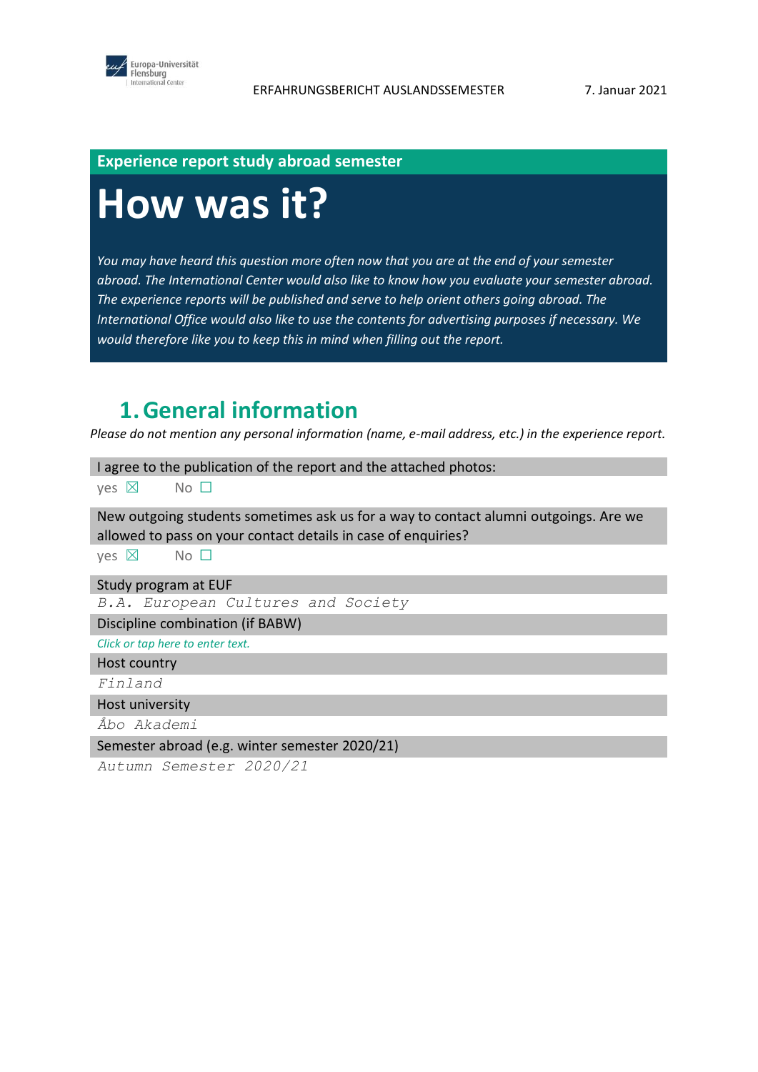**Experience report study abroad semester**

# How was it?

*You may have heard this question more often now that you are at the end of your semester abroad. The International Center would also like to know how you evaluate your semester abroad. The experience reports will be published and serve to help orient others going abroad. The International Office would also like to use the contents for advertising purposes if necessary. We would therefore like you to keep this in mind when filling out the report.*

## 1. General information

*Please do not mention any personal information (name, e-mail address, etc.) in the experience report.*

I agree to the publication of the report and the attached photos:

yes ☒ No ☐

New outgoing students sometimes ask us for a way to contact alumni outgoings. Are we allowed to pass on your contact details in case of enquiries?

yes ☒ No ☐

Study program at EUF

*B.A. European Cultures and Society*

Discipline combination (if BABW)

*Click or tap here to enter text.*

Host country

*Finland*

Host university

*Åbo Akademi*

Semester abroad (e.g. winter semester 2020/21)

*Autumn Semester 2020/21*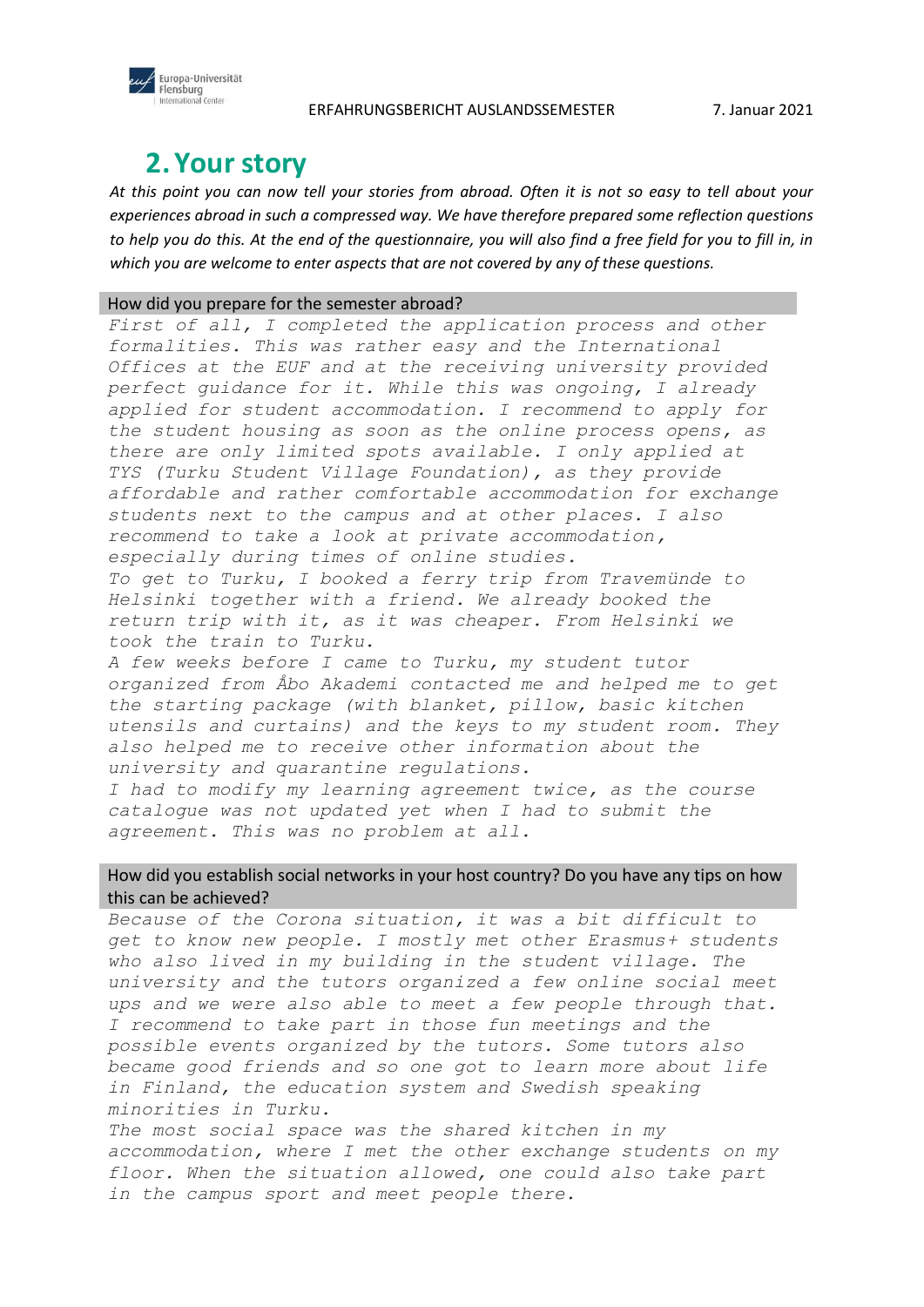## 2. Your story

*At this point you can now tell your stories from abroad. Often it is not so easy to tell about your experiences abroad in such a compressed way. We have therefore prepared some reflection questions to help you do this. At the end of the questionnaire, you will also find a free field for you to fill in, in which you are welcome to enter aspects that are not covered by any of these questions.*

### How did you prepare for the semester abroad?

*First of all, I completed the application process and other formalities. This was rather easy and the International Offices at the EUF and at the receiving university provided perfect guidance for it. While this was ongoing, I already applied for student accommodation. I recommend to apply for the student housing as soon as the online process opens, as there are only limited spots available. I only applied at TYS (Turku Student Village Foundation), as they provide affordable and rather comfortable accommodation for exchange students next to the campus and at other places. I also recommend to take a look at private accommodation, especially during times of online studies.*

*To get to Turku, I booked a ferry trip from Travemünde to Helsinki together with a friend. We already booked the return trip with it, as it was cheaper. From Helsinki we took the train to Turku.*

*A few weeks before I came to Turku, my student tutor organized from Åbo Akademi contacted me and helped me to get the starting package (with blanket, pillow, basic kitchen utensils and curtains) and the keys to my student room. They also helped me to receive other information about the university and quarantine regulations.*

*I had to modify my learning agreement twice, as the course catalogue was not updated yet when I had to submit the agreement. This was no problem at all.*

### How did you establish social networks in your host country? Do you have any tips on how this can be achieved?

*Because of the Corona situation, it was a bit difficult to get to know new people. I mostly met other Erasmus+ students who also lived in my building in the student village. The university and the tutors organized a few online social meet ups and we were also able to meet a few people through that. I recommend to take part in those fun meetings and the possible events organized by the tutors. Some tutors also became good friends and so one got to learn more about life in Finland, the education system and Swedish speaking minorities in Turku.*

*The most social space was the shared kitchen in my accommodation, where I met the other exchange students on my floor. When the situation allowed, one could also take part in the campus sport and meet people there.*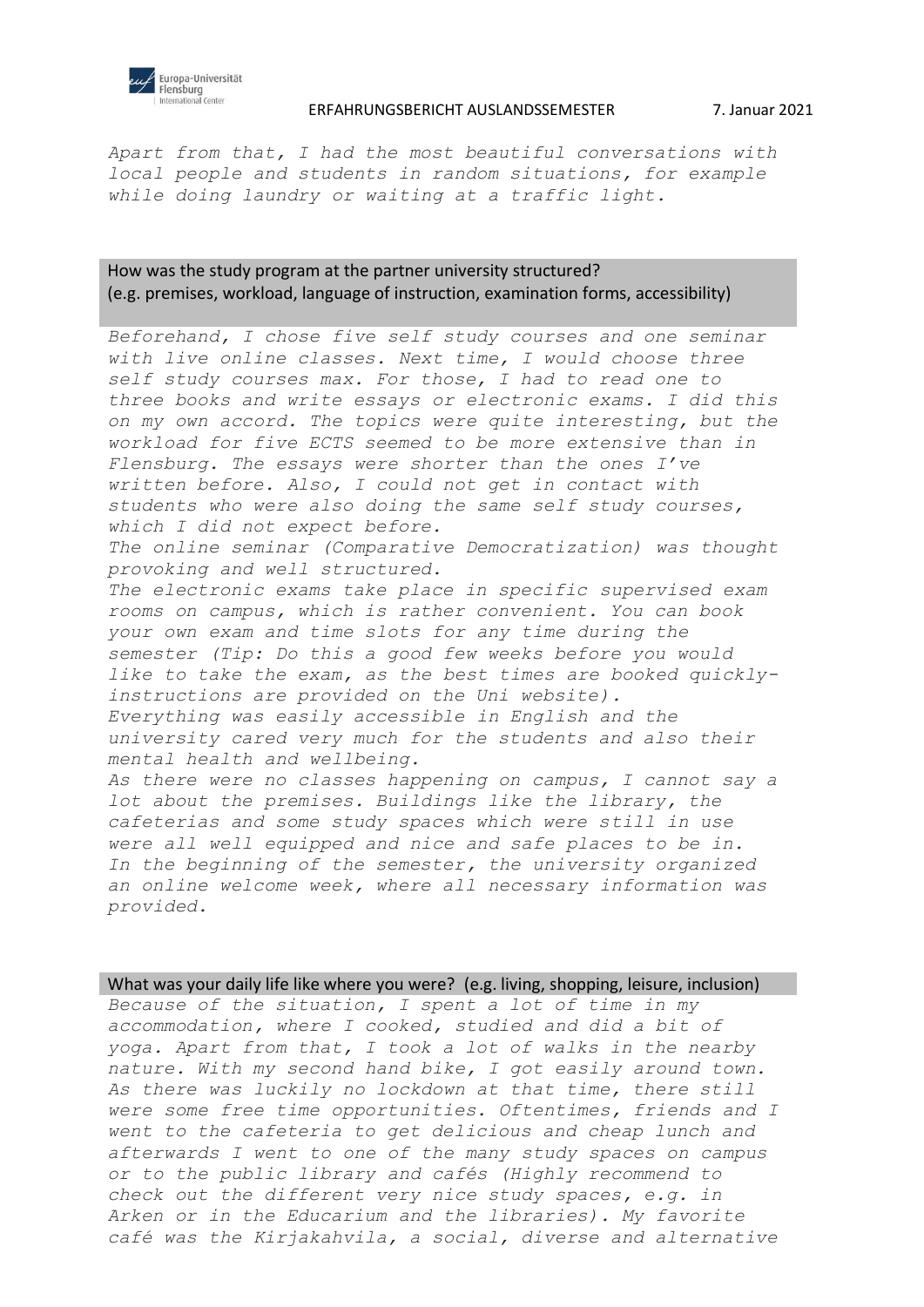*Apart from that, I had the most beautiful conversations with local people and students in random situations, for example while doing laundry or waiting at a traffic light.*

## How was the study program at the partner university structured? (e.g. premises, workload, language of instruction, examination forms, accessibility)

*Beforehand, I chose five self study courses and one seminar with live online classes. Next time, I would choose three self study courses max. For those, I had to read one to three books and write essays or electronic exams. I did this on my own accord. The topics were quite interesting, but the workload for five ECTS seemed to be more extensive than in Flensburg. The essays were shorter than the ones I've written before. Also, I could not get in contact with students who were also doing the same self study courses, which I did not expect before.*

*The online seminar (Comparative Democratization) was thought provoking and well structured.*

*The electronic exams take place in specific supervised exam rooms on campus, which is rather convenient. You can book your own exam and time slots for any time during the semester (Tip: Do this a good few weeks before you would like to take the exam, as the best times are booked quickly- instructions are provided on the Uni website).*

*Everything was easily accessible in English and the university cared very much for the students and also their mental health and wellbeing.*

*As there were no classes happening on campus, I cannot say a lot about the premises. Buildings like the library, the cafeterias and some study spaces which were still in use were all well equipped and nice and safe places to be in. In the beginning of the semester, the university organized an online welcome week, where all necessary information was provided.*

## What was your daily life like where you were? (e.g. living, shopping, leisure, inclusion)

*Because of the situation, I spent a lot of time in my accommodation, where I cooked, studied and did a bit of yoga. Apart from that, I took a lot of walks in the nearby nature. With my second hand bike, I got easily around town. As there was luckily no lockdown at that time, there still were some free time opportunities. Oftentimes, friends and I went to the cafeteria to get delicious and cheap lunch and afterwards I went to one of the many study spaces on campus or to the public library and cafés (Highly recommend to check out the different very nice study spaces, e.g. in Arken or in the Educarium and the libraries). My favorite café was the Kirjakahvila, a social, diverse and alternative*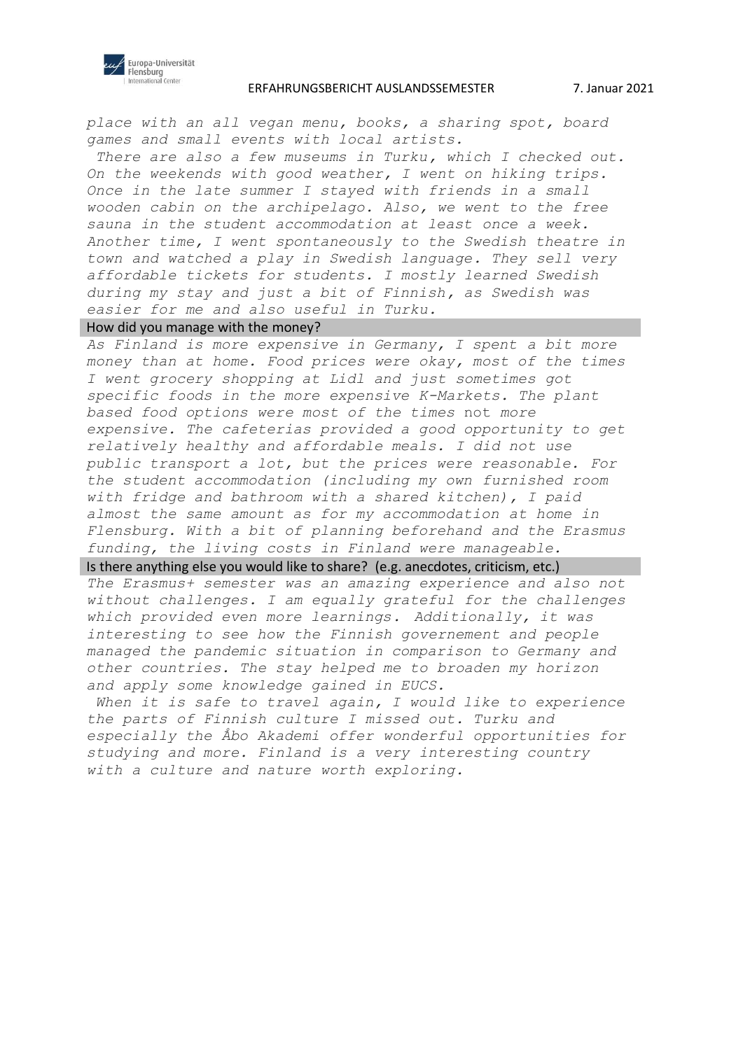*place with an all vegan menu, books, a sharing spot, board games and small events with local artists.*

*There are also a few museums in Turku, which I checked out. On the weekends with good weather, I went on hiking trips. Once in the late summer I stayed with friends in a small wooden cabin on the archipelago. Also, we went to the free sauna in the student accommodation at least once a week. Another time, I went spontaneously to the Swedish theatre in town and watched a play in Swedish language. They sell very affordable tickets for students. I mostly learned Swedish during my stay and just a bit of Finnish, as Swedish was easier for me and also useful in Turku.*

## How did you manage with the money?

*As Finland is more expensive in Germany, I spent a bit more money than at home. Food prices were okay, most of the times I went grocery shopping at Lidl and just sometimes got specific foods in the more expensive K-Markets. The plant based food options were most of the times* not *more expensive. The cafeterias provided a good opportunity to get relatively healthy and affordable meals. I did not use public transport a lot, but the prices were reasonable. For the student accommodation (including my own furnished room with fridge and bathroom with a shared kitchen), I paid almost the same amount as for my accommodation at home in Flensburg. With a bit of planning beforehand and the Erasmus funding, the living costs in Finland were manageable.*

## Is there anything else you would like to share? (e.g. anecdotes, criticism, etc.)

*The Erasmus+ semester was an amazing experience and also not without challenges. I am equally grateful for the challenges which provided even more learnings. Additionally, it was interesting to see how the Finnish governement and people managed the pandemic situation in comparison to Germany and other countries. The stay helped me to broaden my horizon and apply some knowledge gained in EUCS.*

*When it is safe to travel again, I would like to experience the parts of Finnish culture I missed out. Turku and especially the Åbo Akademi offer wonderful opportunities for studying and more. Finland is a very interesting country with a culture and nature worth exploring.*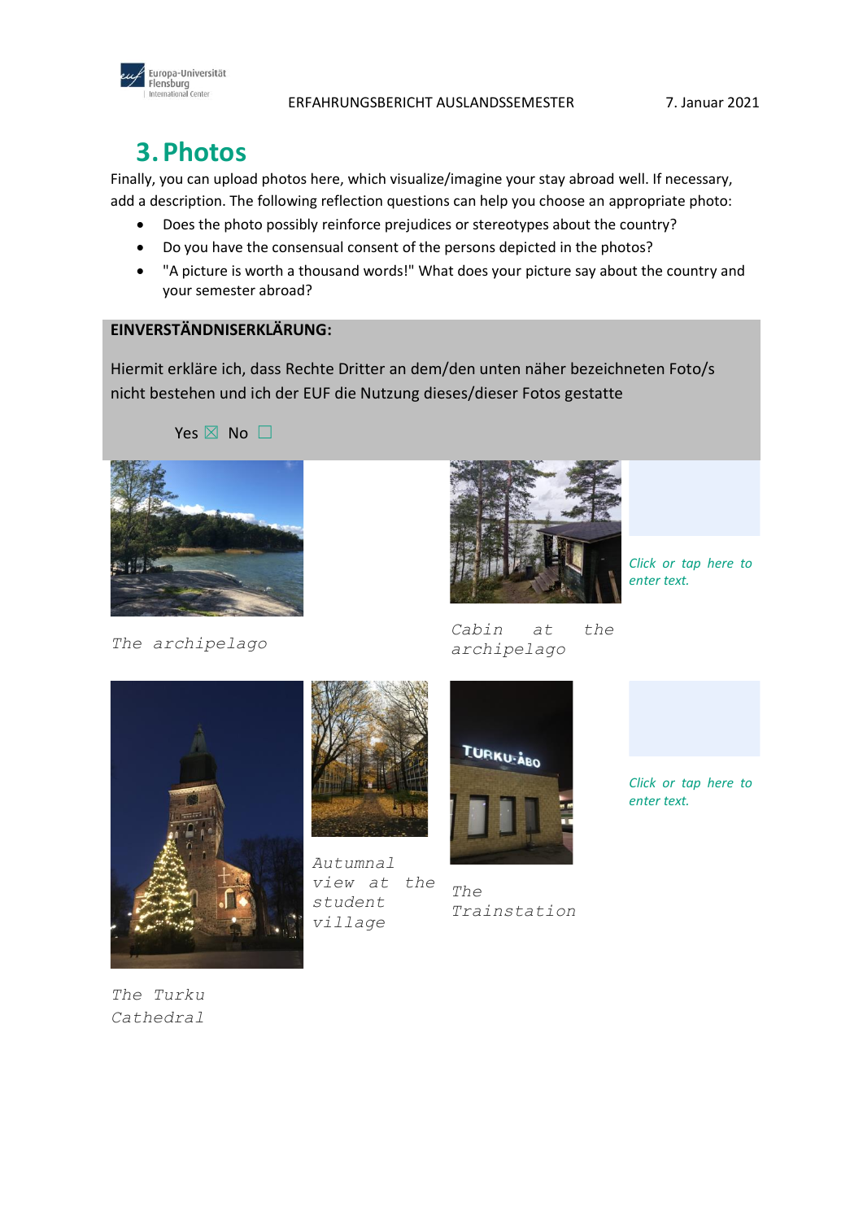# 3. Photos

Finally, you can upload photos here, which visualize/imagine your stay abroad well. If necessary, add a description. The following reflection questions can help you choose an appropriate photo:

- Does the photo possibly reinforce prejudices or stereotypes about the country?
- Do you have the consensual consent of the persons depicted in the photos?
- "A picture is worth a thousand words!" What does your picture say about the country and your semester abroad?

**EINVERSTÄNDNISERKLÄRUNG:**

Hiermit erkläre ich, dass Rechte Dritter an dem/den unten näher bezeichneten Foto/s nicht bestehen und ich der EUF die Nutzung dieses/dieser Fotos gestatte

Yes ☒ No ☐

*The archipelago*

*Cabin at the archipelago*

*Click or tap here to enter text.*

*Autumnal view at the student village*

*The Trainstation*

*Click or tap here to enter text.*

*The Turku Cathedral*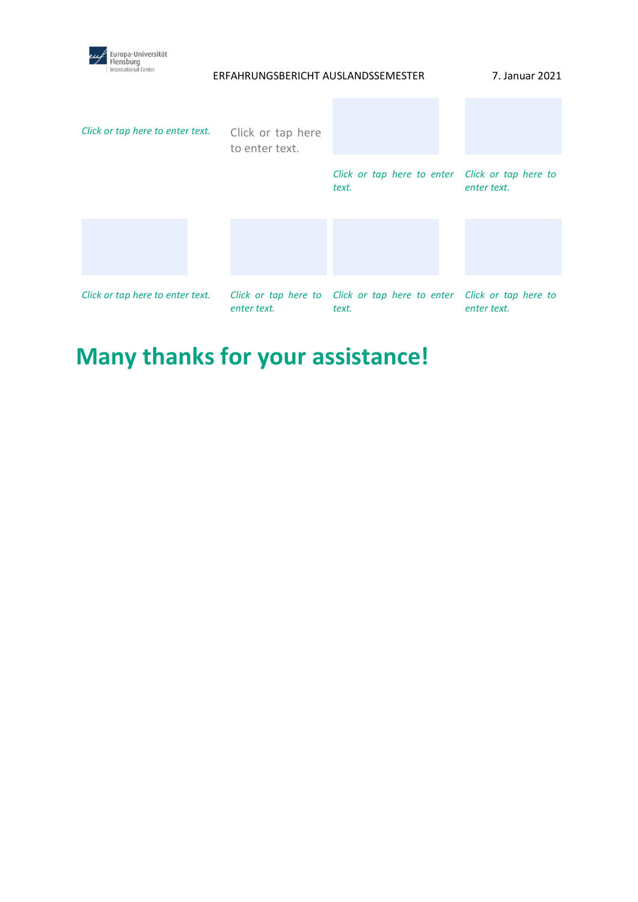*Click or tap here to enter text.*

Click or tap here to enter text.

*Click or tap here to enter text.*

*Click or tap here to enter text.*

*Click or tap here to enter text.*

*Click or tap here to enter text.*

*Click or tap here to enter text.*

*Click or tap here to enter text.*

# Many thanks for your assistance!